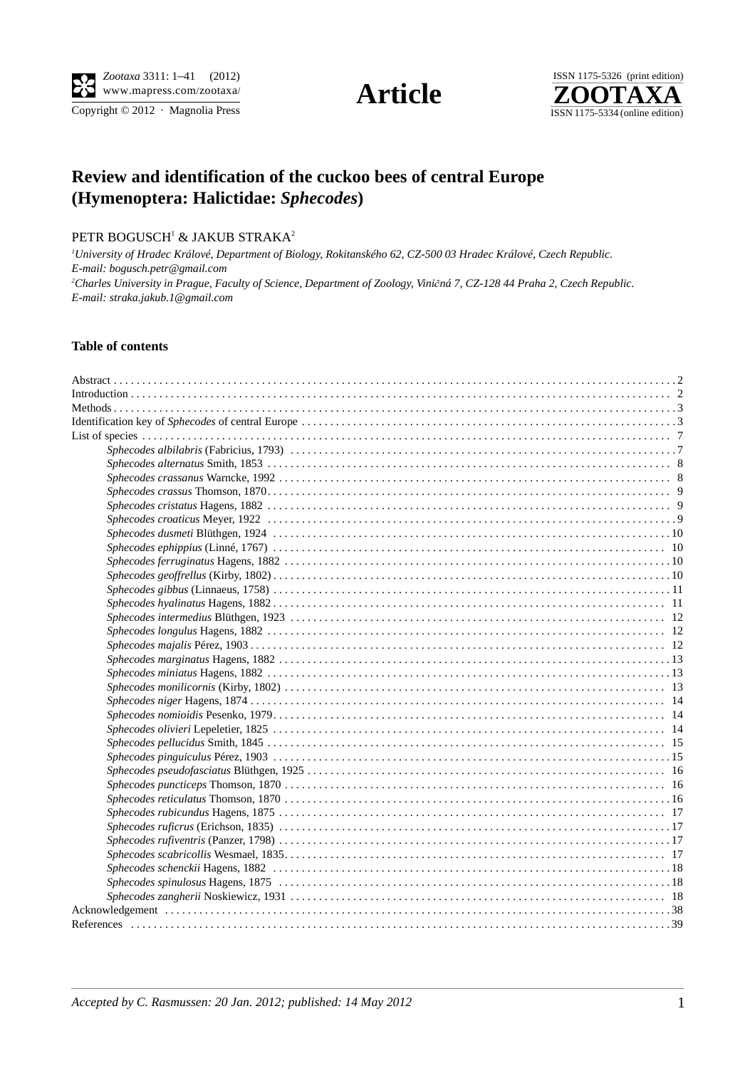# Review and identification of the cuckoo bees of central Europe (Hymenoptera: Halictidae: *Sphecodes*)

PETR BOGUSCH[1] & JAKUB STRAKA[2]

[1]*University of Hradec Králové, Department of Biology, Rokitanského 62, CZ-500 03 Hradec Králové, Czech Republic. E-mail: bogusch.petr@gmail.com*

[2]*Charles University in Prague, Faculty of Science, Department of Zoology, Viničná 7, CZ-128 44 Praha 2, Czech Republic. E-mail: straka.jakub.1@gmail.com*

## Table of contents

Abstract . . . 2
Introduction . . . 2
Methods . . . 3
Identification key of *Sphecodes* of central Europe . . . 3
List of species . . . 7
- *Sphecodes albilabris* (Fabricius, 1793) . . . 7
- *Sphecodes alternatus* Smith, 1853 . . . 8
- *Sphecodes crassanus* Warncke, 1992 . . . 8
- *Sphecodes crassus* Thomson, 1870 . . . 9
- *Sphecodes cristatus* Hagens, 1882 . . . 9
- *Sphecodes croaticus* Meyer, 1922 . . . 9
- *Sphecodes dusmeti* Blüthgen, 1924 . . . 10
- *Sphecodes ephippius* (Linné, 1767) . . . 10
- *Sphecodes ferruginatus* Hagens, 1882 . . . 10
- *Sphecodes geoffrellus* (Kirby, 1802) . . . 10
- *Sphecodes gibbus* (Linnaeus, 1758) . . . 11
- *Sphecodes hyalinatus* Hagens, 1882 . . . 11
- *Sphecodes intermedius* Blüthgen, 1923 . . . 12
- *Sphecodes longulus* Hagens, 1882 . . . 12
- *Sphecodes majalis* Pérez, 1903 . . . 12
- *Sphecodes marginatus* Hagens, 1882 . . . 13
- *Sphecodes miniatus* Hagens, 1882 . . . 13
- *Sphecodes monilicornis* (Kirby, 1802) . . . 13
- *Sphecodes niger* Hagens, 1874 . . . 14
- *Sphecodes nomioidis* Pesenko, 1979 . . . 14
- *Sphecodes olivieri* Lepeletier, 1825 . . . 14
- *Sphecodes pellucidus* Smith, 1845 . . . 15
- *Sphecodes pinguiculus* Pérez, 1903 . . . 15
- *Sphecodes pseudofasciatus* Blüthgen, 1925 . . . 16
- *Sphecodes puncticeps* Thomson, 1870 . . . 16
- *Sphecodes reticulatus* Thomson, 1870 . . . 16
- *Sphecodes rubicundus* Hagens, 1875 . . . 17
- *Sphecodes ruficrus* (Erichson, 1835) . . . 17
- *Sphecodes rufiventris* (Panzer, 1798) . . . 17
- *Sphecodes scabricollis* Wesmael, 1835 . . . 17
- *Sphecodes schenckii* Hagens, 1882 . . . 18
- *Sphecodes spinulosus* Hagens, 1875 . . . 18
- *Sphecodes zangherii* Noskiewicz, 1931 . . . 18

Acknowledgement . . . 38
References . . . 39

*Accepted by C. Rasmussen: 20 Jan. 2012; published: 14 May 2012*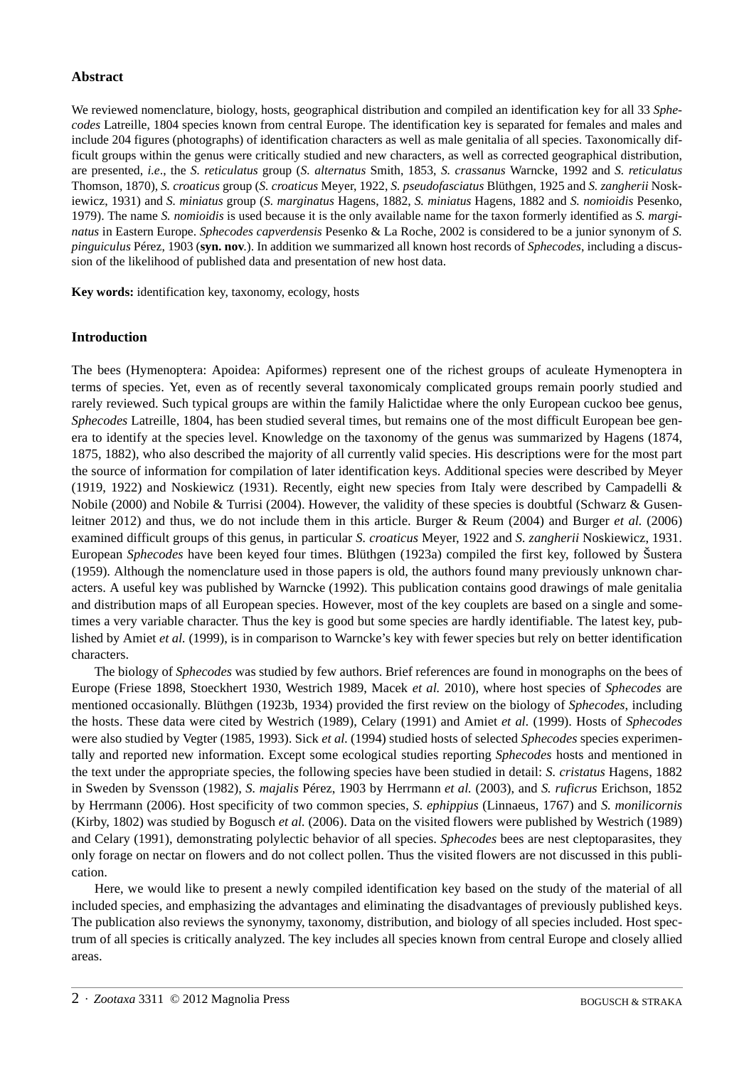## Abstract

We reviewed nomenclature, biology, hosts, geographical distribution and compiled an identification key for all 33 *Sphecodes* Latreille, 1804 species known from central Europe. The identification key is separated for females and males and include 204 figures (photographs) of identification characters as well as male genitalia of all species. Taxonomically difficult groups within the genus were critically studied and new characters, as well as corrected geographical distribution, are presented, *i.e*., the *S. reticulatus* group (*S. alternatus* Smith, 1853, *S. crassanus* Warncke, 1992 and *S. reticulatus* Thomson, 1870), *S. croaticus* group (*S. croaticus* Meyer, 1922, *S. pseudofasciatus* Blüthgen, 1925 and *S. zangherii* Noskiewicz, 1931) and *S. miniatus* group (*S. marginatus* Hagens, 1882, *S. miniatus* Hagens, 1882 and *S. nomioidis* Pesenko, 1979). The name *S. nomioidis* is used because it is the only available name for the taxon formerly identified as *S. marginatus* in Eastern Europe. *Sphecodes capverdensis* Pesenko & La Roche, 2002 is considered to be a junior synonym of *S. pinguiculus* Pérez, 1903 (**syn. nov**.). In addition we summarized all known host records of *Sphecodes*, including a discussion of the likelihood of published data and presentation of new host data.

**Key words:** identification key, taxonomy, ecology, hosts

## Introduction

The bees (Hymenoptera: Apoidea: Apiformes) represent one of the richest groups of aculeate Hymenoptera in terms of species. Yet, even as of recently several taxonomicaly complicated groups remain poorly studied and rarely reviewed. Such typical groups are within the family Halictidae where the only European cuckoo bee genus, *Sphecodes* Latreille, 1804, has been studied several times, but remains one of the most difficult European bee genera to identify at the species level. Knowledge on the taxonomy of the genus was summarized by Hagens (1874, 1875, 1882), who also described the majority of all currently valid species. His descriptions were for the most part the source of information for compilation of later identification keys. Additional species were described by Meyer (1919, 1922) and Noskiewicz (1931). Recently, eight new species from Italy were described by Campadelli & Nobile (2000) and Nobile & Turrisi (2004). However, the validity of these species is doubtful (Schwarz & Gusenleitner 2012) and thus, we do not include them in this article. Burger & Reum (2004) and Burger *et al.* (2006) examined difficult groups of this genus, in particular *S. croaticus* Meyer, 1922 and *S. zangherii* Noskiewicz, 1931. European *Sphecodes* have been keyed four times. Blüthgen (1923a) compiled the first key, followed by Šustera (1959). Although the nomenclature used in those papers is old, the authors found many previously unknown characters. A useful key was published by Warncke (1992). This publication contains good drawings of male genitalia and distribution maps of all European species. However, most of the key couplets are based on a single and sometimes a very variable character. Thus the key is good but some species are hardly identifiable. The latest key, published by Amiet *et al.* (1999), is in comparison to Warncke's key with fewer species but rely on better identification characters.

The biology of *Sphecodes* was studied by few authors. Brief references are found in monographs on the bees of Europe (Friese 1898, Stoeckhert 1930, Westrich 1989, Macek *et al.* 2010), where host species of *Sphecodes* are mentioned occasionally. Blüthgen (1923b, 1934) provided the first review on the biology of *Sphecodes*, including the hosts. These data were cited by Westrich (1989), Celary (1991) and Amiet *et al.* (1999). Hosts of *Sphecodes* were also studied by Vegter (1985, 1993). Sick *et al.* (1994) studied hosts of selected *Sphecodes* species experimentally and reported new information. Except some ecological studies reporting *Sphecodes* hosts and mentioned in the text under the appropriate species, the following species have been studied in detail: *S. cristatus* Hagens, 1882 in Sweden by Svensson (1982), *S. majalis* Pérez, 1903 by Herrmann *et al.* (2003), and *S. ruficrus* Erichson, 1852 by Herrmann (2006). Host specificity of two common species, *S. ephippius* (Linnaeus, 1767) and *S. monilicornis* (Kirby, 1802) was studied by Bogusch *et al.* (2006). Data on the visited flowers were published by Westrich (1989) and Celary (1991), demonstrating polylectic behavior of all species. *Sphecodes* bees are nest cleptoparasites, they only forage on nectar on flowers and do not collect pollen. Thus the visited flowers are not discussed in this publication.

Here, we would like to present a newly compiled identification key based on the study of the material of all included species, and emphasizing the advantages and eliminating the disadvantages of previously published keys. The publication also reviews the synonymy, taxonomy, distribution, and biology of all species included. Host spectrum of all species is critically analyzed. The key includes all species known from central Europe and closely allied areas.